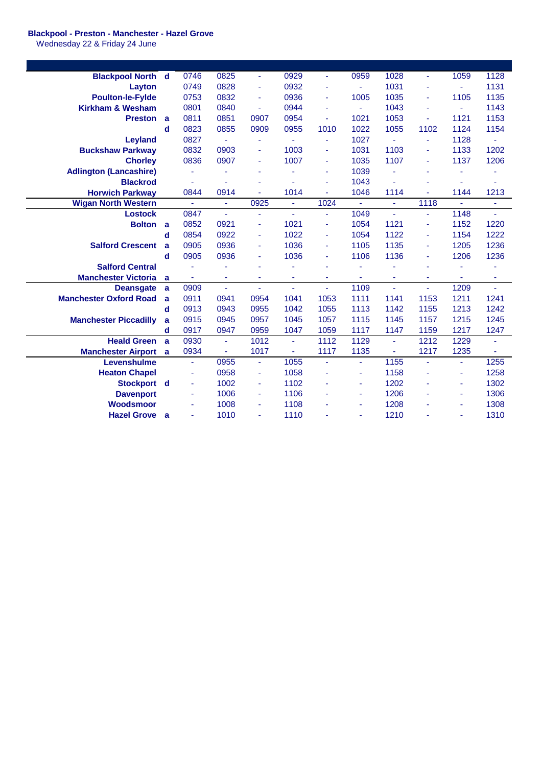**Blackpool - Preston - Manchester - Hazel Grove**
Wednesday 22 & Friday 24 June

| Station | | | | | | | | | | | |
|---|---|---|---|---|---|---|---|---|---|---|---|
| Blackpool North | d | 0746 | 0825 | - | 0929 | - | 0959 | 1028 | - | 1059 | 1128 |
| Layton | | 0749 | 0828 | - | 0932 | - | - | 1031 | - | - | 1131 |
| Poulton-le-Fylde | | 0753 | 0832 | - | 0936 | - | 1005 | 1035 | - | 1105 | 1135 |
| Kirkham & Wesham | | 0801 | 0840 | - | 0944 | - | - | 1043 | - | - | 1143 |
| Preston | a | 0811 | 0851 | 0907 | 0954 | - | 1021 | 1053 | - | 1121 | 1153 |
| | d | 0823 | 0855 | 0909 | 0955 | 1010 | 1022 | 1055 | 1102 | 1124 | 1154 |
| Leyland | | 0827 | - | - | - | - | 1027 | - | - | 1128 | - |
| Buckshaw Parkway | | 0832 | 0903 | - | 1003 | - | 1031 | 1103 | - | 1133 | 1202 |
| Chorley | | 0836 | 0907 | - | 1007 | - | 1035 | 1107 | - | 1137 | 1206 |
| Adlington (Lancashire) | | - | - | - | - | - | 1039 | - | - | - | - |
| Blackrod | | - | - | - | - | - | 1043 | - | - | - | - |
| Horwich Parkway | | 0844 | 0914 | - | 1014 | - | 1046 | 1114 | - | 1144 | 1213 |
| Wigan North Western | | - | - | 0925 | - | 1024 | - | - | 1118 | - | - |
| Lostock | | 0847 | - | - | - | - | 1049 | - | - | 1148 | - |
| Bolton | a | 0852 | 0921 | - | 1021 | - | 1054 | 1121 | - | 1152 | 1220 |
| | d | 0854 | 0922 | - | 1022 | - | 1054 | 1122 | - | 1154 | 1222 |
| Salford Crescent | a | 0905 | 0936 | - | 1036 | - | 1105 | 1135 | - | 1205 | 1236 |
| | d | 0905 | 0936 | - | 1036 | - | 1106 | 1136 | - | 1206 | 1236 |
| Salford Central | | - | - | - | - | - | - | - | - | - | - |
| Manchester Victoria | a | - | - | - | - | - | - | - | - | - | - |
| Deansgate | a | 0909 | - | - | - | - | 1109 | - | - | 1209 | - |
| Manchester Oxford Road | a | 0911 | 0941 | 0954 | 1041 | 1053 | 1111 | 1141 | 1153 | 1211 | 1241 |
| | d | 0913 | 0943 | 0955 | 1042 | 1055 | 1113 | 1142 | 1155 | 1213 | 1242 |
| Manchester Piccadilly | a | 0915 | 0945 | 0957 | 1045 | 1057 | 1115 | 1145 | 1157 | 1215 | 1245 |
| | d | 0917 | 0947 | 0959 | 1047 | 1059 | 1117 | 1147 | 1159 | 1217 | 1247 |
| Heald Green | a | 0930 | - | 1012 | - | 1112 | 1129 | - | 1212 | 1229 | - |
| Manchester Airport | a | 0934 | - | 1017 | - | 1117 | 1135 | - | 1217 | 1235 | - |
| Levenshulme | | - | 0955 | - | 1055 | - | - | 1155 | - | - | 1255 |
| Heaton Chapel | | - | 0958 | - | 1058 | - | - | 1158 | - | - | 1258 |
| Stockport | d | - | 1002 | - | 1102 | - | - | 1202 | - | - | 1302 |
| Davenport | | - | 1006 | - | 1106 | - | - | 1206 | - | - | 1306 |
| Woodsmoor | | - | 1008 | - | 1108 | - | - | 1208 | - | - | 1308 |
| Hazel Grove | a | - | 1010 | - | 1110 | - | - | 1210 | - | - | 1310 |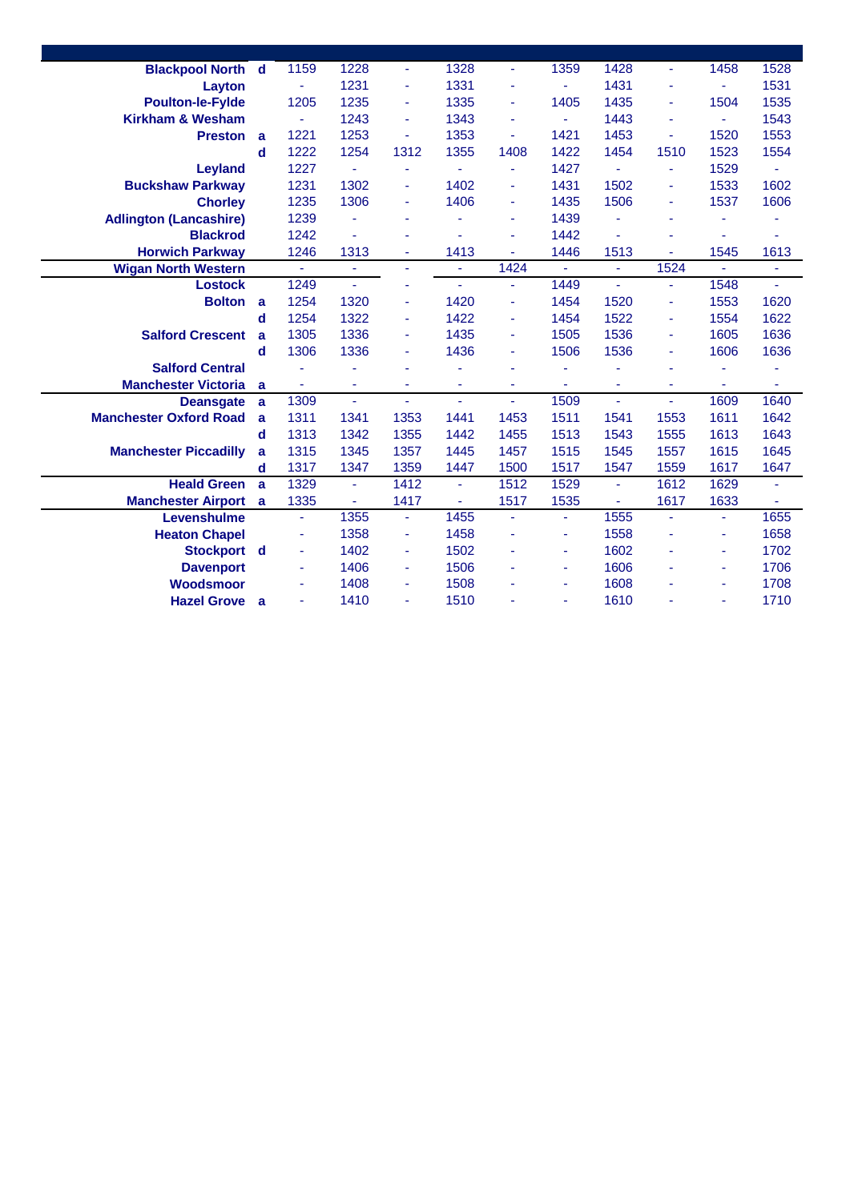| Station | | | | | | | | | | | |
|---|---|---|---|---|---|---|---|---|---|---|---|
| **Blackpool North** | **d** | 1159 | 1228 | - | 1328 | - | 1359 | 1428 | - | 1458 | 1528 |
| **Layton** | | - | 1231 | - | 1331 | - | - | 1431 | - | - | 1531 |
| **Poulton-le-Fylde** | | 1205 | 1235 | - | 1335 | - | 1405 | 1435 | - | 1504 | 1535 |
| **Kirkham & Wesham** | | - | 1243 | - | 1343 | - | - | 1443 | - | - | 1543 |
| **Preston** | **a** | 1221 | 1253 | - | 1353 | - | 1421 | 1453 | - | 1520 | 1553 |
| | **d** | 1222 | 1254 | 1312 | 1355 | 1408 | 1422 | 1454 | 1510 | 1523 | 1554 |
| **Leyland** | | 1227 | - | - | - | - | 1427 | - | - | 1529 | - |
| **Buckshaw Parkway** | | 1231 | 1302 | - | 1402 | - | 1431 | 1502 | - | 1533 | 1602 |
| **Chorley** | | 1235 | 1306 | - | 1406 | - | 1435 | 1506 | - | 1537 | 1606 |
| **Adlington (Lancashire)** | | 1239 | - | - | - | - | 1439 | - | - | - | - |
| **Blackrod** | | 1242 | - | - | - | - | 1442 | - | - | - | - |
| **Horwich Parkway** | | 1246 | 1313 | - | 1413 | - | 1446 | 1513 | - | 1545 | 1613 |
| **Wigan North Western** | | - | - | - | - | 1424 | - | - | 1524 | - | - |
| **Lostock** | | 1249 | - | - | - | - | 1449 | - | - | 1548 | - |
| **Bolton** | **a** | 1254 | 1320 | - | 1420 | - | 1454 | 1520 | - | 1553 | 1620 |
| | **d** | 1254 | 1322 | - | 1422 | - | 1454 | 1522 | - | 1554 | 1622 |
| **Salford Crescent** | **a** | 1305 | 1336 | - | 1435 | - | 1505 | 1536 | - | 1605 | 1636 |
| | **d** | 1306 | 1336 | - | 1436 | - | 1506 | 1536 | - | 1606 | 1636 |
| **Salford Central** | | - | - | - | - | - | - | - | - | - | - |
| **Manchester Victoria** | **a** | - | - | - | - | - | - | - | - | - | - |
| **Deansgate** | **a** | 1309 | - | - | - | - | 1509 | - | - | 1609 | 1640 |
| **Manchester Oxford Road** | **a** | 1311 | 1341 | 1353 | 1441 | 1453 | 1511 | 1541 | 1553 | 1611 | 1642 |
| | **d** | 1313 | 1342 | 1355 | 1442 | 1455 | 1513 | 1543 | 1555 | 1613 | 1643 |
| **Manchester Piccadilly** | **a** | 1315 | 1345 | 1357 | 1445 | 1457 | 1515 | 1545 | 1557 | 1615 | 1645 |
| | **d** | 1317 | 1347 | 1359 | 1447 | 1500 | 1517 | 1547 | 1559 | 1617 | 1647 |
| **Heald Green** | **a** | 1329 | - | 1412 | - | 1512 | 1529 | - | 1612 | 1629 | - |
| **Manchester Airport** | **a** | 1335 | - | 1417 | - | 1517 | 1535 | - | 1617 | 1633 | - |
| **Levenshulme** | | - | 1355 | - | 1455 | - | - | 1555 | - | - | 1655 |
| **Heaton Chapel** | | - | 1358 | - | 1458 | - | - | 1558 | - | - | 1658 |
| **Stockport** | **d** | - | 1402 | - | 1502 | - | - | 1602 | - | - | 1702 |
| **Davenport** | | - | 1406 | - | 1506 | - | - | 1606 | - | - | 1706 |
| **Woodsmoor** | | - | 1408 | - | 1508 | - | - | 1608 | - | - | 1708 |
| **Hazel Grove** | **a** | - | 1410 | - | 1510 | - | - | 1610 | - | - | 1710 |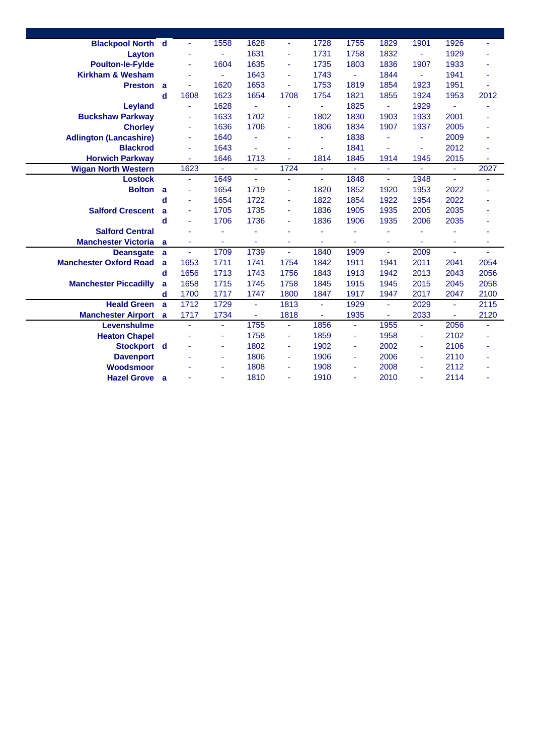| Station | | | | | | | | | | | |
|---|---|---|---|---|---|---|---|---|---|---|---|
| **Blackpool North** | **d** | - | 1558 | 1628 | - | 1728 | 1755 | 1829 | 1901 | 1926 | - |
| **Layton** | | - | - | 1631 | - | 1731 | 1758 | 1832 | - | 1929 | - |
| **Poulton-le-Fylde** | | - | 1604 | 1635 | - | 1735 | 1803 | 1836 | 1907 | 1933 | - |
| **Kirkham & Wesham** | | - | - | 1643 | - | 1743 | - | 1844 | - | 1941 | - |
| **Preston** | **a** | - | 1620 | 1653 | - | 1753 | 1819 | 1854 | 1923 | 1951 | - |
| | **d** | 1608 | 1623 | 1654 | 1708 | 1754 | 1821 | 1855 | 1924 | 1953 | 2012 |
| **Leyland** | | - | 1628 | - | - | - | 1825 | - | 1929 | - | - |
| **Buckshaw Parkway** | | - | 1633 | 1702 | - | 1802 | 1830 | 1903 | 1933 | 2001 | - |
| **Chorley** | | - | 1636 | 1706 | - | 1806 | 1834 | 1907 | 1937 | 2005 | - |
| **Adlington (Lancashire)** | | - | 1640 | - | - | - | 1838 | - | - | 2009 | - |
| **Blackrod** | | - | 1643 | - | - | - | 1841 | - | - | 2012 | - |
| **Horwich Parkway** | | - | 1646 | 1713 | - | 1814 | 1845 | 1914 | 1945 | 2015 | - |
| **Wigan North Western** | | 1623 | - | - | 1724 | - | - | - | - | - | 2027 |
| **Lostock** | | - | 1649 | - | - | - | 1848 | - | 1948 | - | - |
| **Bolton** | **a** | - | 1654 | 1719 | - | 1820 | 1852 | 1920 | 1953 | 2022 | - |
| | **d** | - | 1654 | 1722 | - | 1822 | 1854 | 1922 | 1954 | 2022 | - |
| **Salford Crescent** | **a** | - | 1705 | 1735 | - | 1836 | 1905 | 1935 | 2005 | 2035 | - |
| | **d** | - | 1706 | 1736 | - | 1836 | 1906 | 1935 | 2006 | 2035 | - |
| **Salford Central** | | - | - | - | - | - | - | - | - | - | - |
| **Manchester Victoria** | **a** | - | - | - | - | - | - | - | - | - | - |
| **Deansgate** | **a** | - | 1709 | 1739 | - | 1840 | 1909 | - | 2009 | - | - |
| **Manchester Oxford Road** | **a** | 1653 | 1711 | 1741 | 1754 | 1842 | 1911 | 1941 | 2011 | 2041 | 2054 |
| | **d** | 1656 | 1713 | 1743 | 1756 | 1843 | 1913 | 1942 | 2013 | 2043 | 2056 |
| **Manchester Piccadilly** | **a** | 1658 | 1715 | 1745 | 1758 | 1845 | 1915 | 1945 | 2015 | 2045 | 2058 |
| | **d** | 1700 | 1717 | 1747 | 1800 | 1847 | 1917 | 1947 | 2017 | 2047 | 2100 |
| **Heald Green** | **a** | 1712 | 1729 | - | 1813 | - | 1929 | - | 2029 | - | 2115 |
| **Manchester Airport** | **a** | 1717 | 1734 | - | 1818 | - | 1935 | - | 2033 | - | 2120 |
| **Levenshulme** | | - | - | 1755 | - | 1856 | - | 1955 | - | 2056 | - |
| **Heaton Chapel** | | - | - | 1758 | - | 1859 | - | 1958 | - | 2102 | - |
| **Stockport** | **d** | - | - | 1802 | - | 1902 | - | 2002 | - | 2106 | - |
| **Davenport** | | - | - | 1806 | - | 1906 | - | 2006 | - | 2110 | - |
| **Woodsmoor** | | - | - | 1808 | - | 1908 | - | 2008 | - | 2112 | - |
| **Hazel Grove** | **a** | - | - | 1810 | - | 1910 | - | 2010 | - | 2114 | - |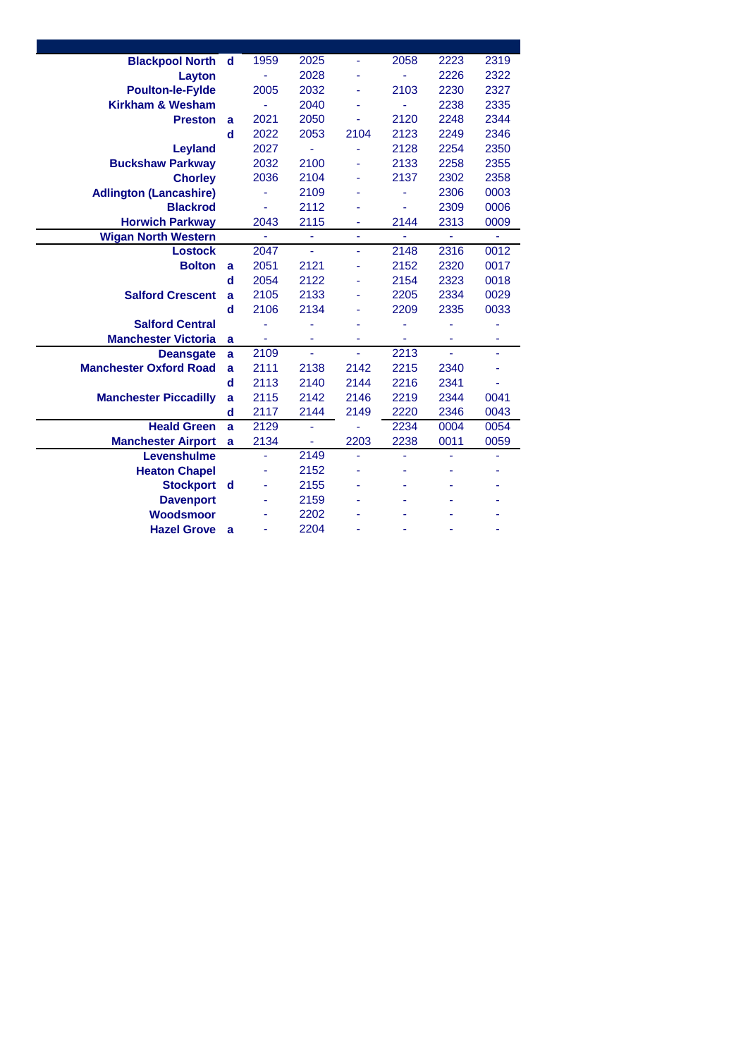| | | | | | | | |
|---|---|---|---|---|---|---|---|
| **Blackpool North** | **d** | 1959 | 2025 | - | 2058 | 2223 | 2319 |
| **Layton** | | - | 2028 | - | - | 2226 | 2322 |
| **Poulton-le-Fylde** | | 2005 | 2032 | - | 2103 | 2230 | 2327 |
| **Kirkham & Wesham** | | - | 2040 | - | - | 2238 | 2335 |
| **Preston** | **a** | 2021 | 2050 | - | 2120 | 2248 | 2344 |
| | **d** | 2022 | 2053 | 2104 | 2123 | 2249 | 2346 |
| **Leyland** | | 2027 | - | - | 2128 | 2254 | 2350 |
| **Buckshaw Parkway** | | 2032 | 2100 | - | 2133 | 2258 | 2355 |
| **Chorley** | | 2036 | 2104 | - | 2137 | 2302 | 2358 |
| **Adlington (Lancashire)** | | - | 2109 | - | - | 2306 | 0003 |
| **Blackrod** | | - | 2112 | - | - | 2309 | 0006 |
| **Horwich Parkway** | | 2043 | 2115 | - | 2144 | 2313 | 0009 |
| **Wigan North Western** | | - | - | - | - | - | - |
| **Lostock** | | 2047 | - | - | 2148 | 2316 | 0012 |
| **Bolton** | **a** | 2051 | 2121 | - | 2152 | 2320 | 0017 |
| | **d** | 2054 | 2122 | - | 2154 | 2323 | 0018 |
| **Salford Crescent** | **a** | 2105 | 2133 | - | 2205 | 2334 | 0029 |
| | **d** | 2106 | 2134 | - | 2209 | 2335 | 0033 |
| **Salford Central** | | - | - | - | - | - | - |
| **Manchester Victoria** | **a** | - | - | - | - | - | - |
| **Deansgate** | **a** | 2109 | - | - | 2213 | - | - |
| **Manchester Oxford Road** | **a** | 2111 | 2138 | 2142 | 2215 | 2340 | - |
| | **d** | 2113 | 2140 | 2144 | 2216 | 2341 | - |
| **Manchester Piccadilly** | **a** | 2115 | 2142 | 2146 | 2219 | 2344 | 0041 |
| | **d** | 2117 | 2144 | 2149 | 2220 | 2346 | 0043 |
| **Heald Green** | **a** | 2129 | - | - | 2234 | 0004 | 0054 |
| **Manchester Airport** | **a** | 2134 | - | 2203 | 2238 | 0011 | 0059 |
| **Levenshulme** | | - | 2149 | - | - | - | - |
| **Heaton Chapel** | | - | 2152 | - | - | - | - |
| **Stockport** | **d** | - | 2155 | - | - | - | - |
| **Davenport** | | - | 2159 | - | - | - | - |
| **Woodsmoor** | | - | 2202 | - | - | - | - |
| **Hazel Grove** | **a** | - | 2204 | - | - | - | - |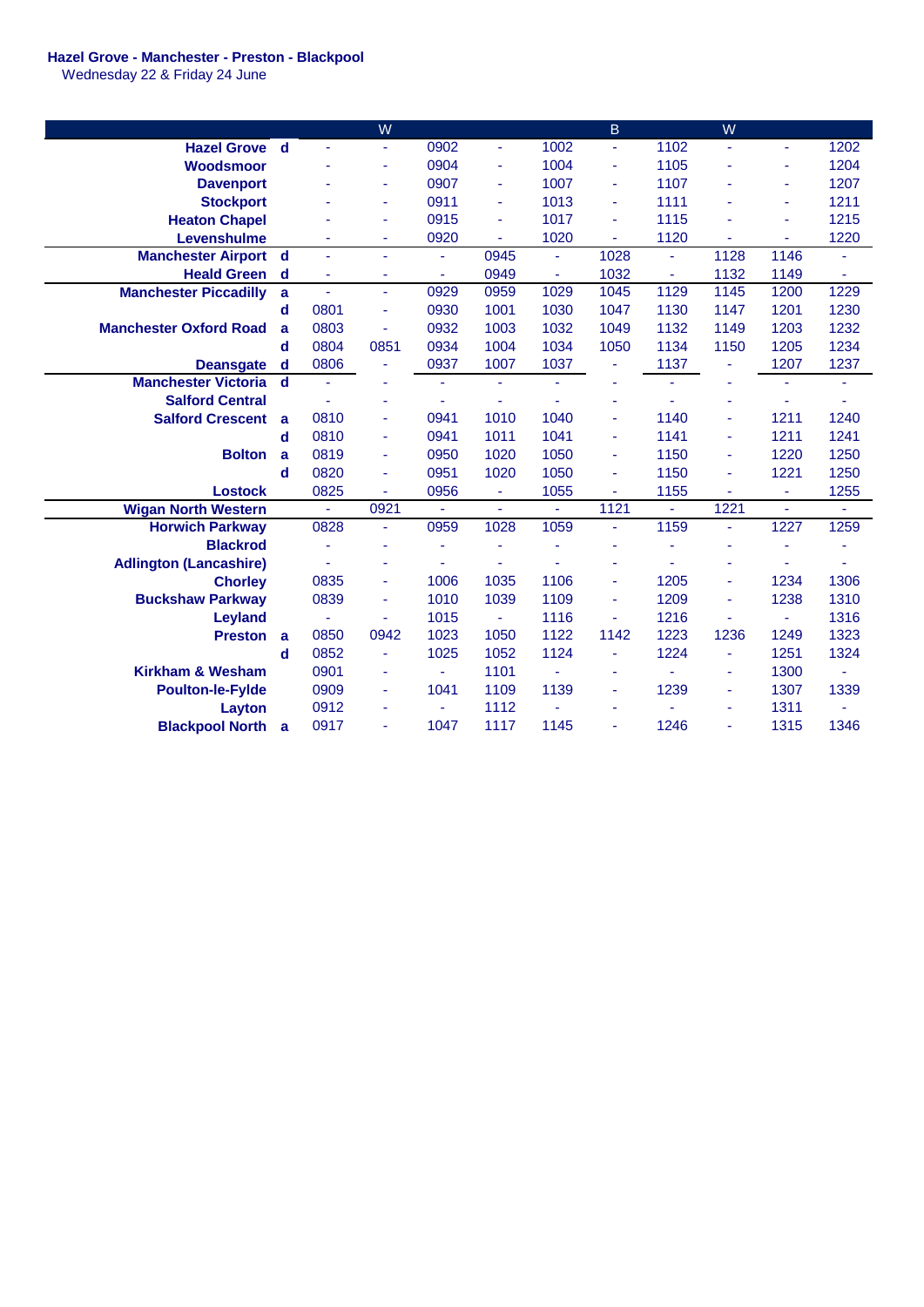**Hazel Grove - Manchester - Preston - Blackpool**
Wednesday 22 & Friday 24 June

| | | | W | | | | B | | W | | |
|---|---|---|---|---|---|---|---|---|---|---|---|
| **Hazel Grove** | d | - | - | 0902 | - | 1002 | - | 1102 | - | - | 1202 |
| **Woodsmoor** | | - | - | 0904 | - | 1004 | - | 1105 | - | - | 1204 |
| **Davenport** | | - | - | 0907 | - | 1007 | - | 1107 | - | - | 1207 |
| **Stockport** | | - | - | 0911 | - | 1013 | - | 1111 | - | - | 1211 |
| **Heaton Chapel** | | - | - | 0915 | - | 1017 | - | 1115 | - | - | 1215 |
| **Levenshulme** | | - | - | 0920 | - | 1020 | - | 1120 | - | - | 1220 |
| **Manchester Airport** | d | - | - | - | 0945 | - | 1028 | - | 1128 | 1146 | - |
| **Heald Green** | d | - | - | - | 0949 | - | 1032 | - | 1132 | 1149 | - |
| **Manchester Piccadilly** | a | - | - | 0929 | 0959 | 1029 | 1045 | 1129 | 1145 | 1200 | 1229 |
| | d | 0801 | - | 0930 | 1001 | 1030 | 1047 | 1130 | 1147 | 1201 | 1230 |
| **Manchester Oxford Road** | a | 0803 | - | 0932 | 1003 | 1032 | 1049 | 1132 | 1149 | 1203 | 1232 |
| | d | 0804 | 0851 | 0934 | 1004 | 1034 | 1050 | 1134 | 1150 | 1205 | 1234 |
| **Deansgate** | d | 0806 | - | 0937 | 1007 | 1037 | - | 1137 | - | 1207 | 1237 |
| **Manchester Victoria** | d | - | - | - | - | - | - | - | - | - | - |
| **Salford Central** | | - | - | - | - | - | - | - | - | - | - |
| **Salford Crescent** | a | 0810 | - | 0941 | 1010 | 1040 | - | 1140 | - | 1211 | 1240 |
| | d | 0810 | - | 0941 | 1011 | 1041 | - | 1141 | - | 1211 | 1241 |
| **Bolton** | a | 0819 | - | 0950 | 1020 | 1050 | - | 1150 | - | 1220 | 1250 |
| | d | 0820 | - | 0951 | 1020 | 1050 | - | 1150 | - | 1221 | 1250 |
| **Lostock** | | 0825 | - | 0956 | - | 1055 | - | 1155 | - | - | 1255 |
| **Wigan North Western** | | - | 0921 | - | - | - | 1121 | - | 1221 | - | - |
| **Horwich Parkway** | | 0828 | - | 0959 | 1028 | 1059 | - | 1159 | - | 1227 | 1259 |
| **Blackrod** | | - | - | - | - | - | - | - | - | - | - |
| **Adlington (Lancashire)** | | - | - | - | - | - | - | - | - | - | - |
| **Chorley** | | 0835 | - | 1006 | 1035 | 1106 | - | 1205 | - | 1234 | 1306 |
| **Buckshaw Parkway** | | 0839 | - | 1010 | 1039 | 1109 | - | 1209 | - | 1238 | 1310 |
| **Leyland** | | - | - | 1015 | - | 1116 | - | 1216 | - | - | 1316 |
| **Preston** | a | 0850 | 0942 | 1023 | 1050 | 1122 | 1142 | 1223 | 1236 | 1249 | 1323 |
| | d | 0852 | - | 1025 | 1052 | 1124 | - | 1224 | - | 1251 | 1324 |
| **Kirkham & Wesham** | | 0901 | - | - | 1101 | - | - | - | - | 1300 | - |
| **Poulton-le-Fylde** | | 0909 | - | 1041 | 1109 | 1139 | - | 1239 | - | 1307 | 1339 |
| **Layton** | | 0912 | - | - | 1112 | - | - | - | - | 1311 | - |
| **Blackpool North** | a | 0917 | - | 1047 | 1117 | 1145 | - | 1246 | - | 1315 | 1346 |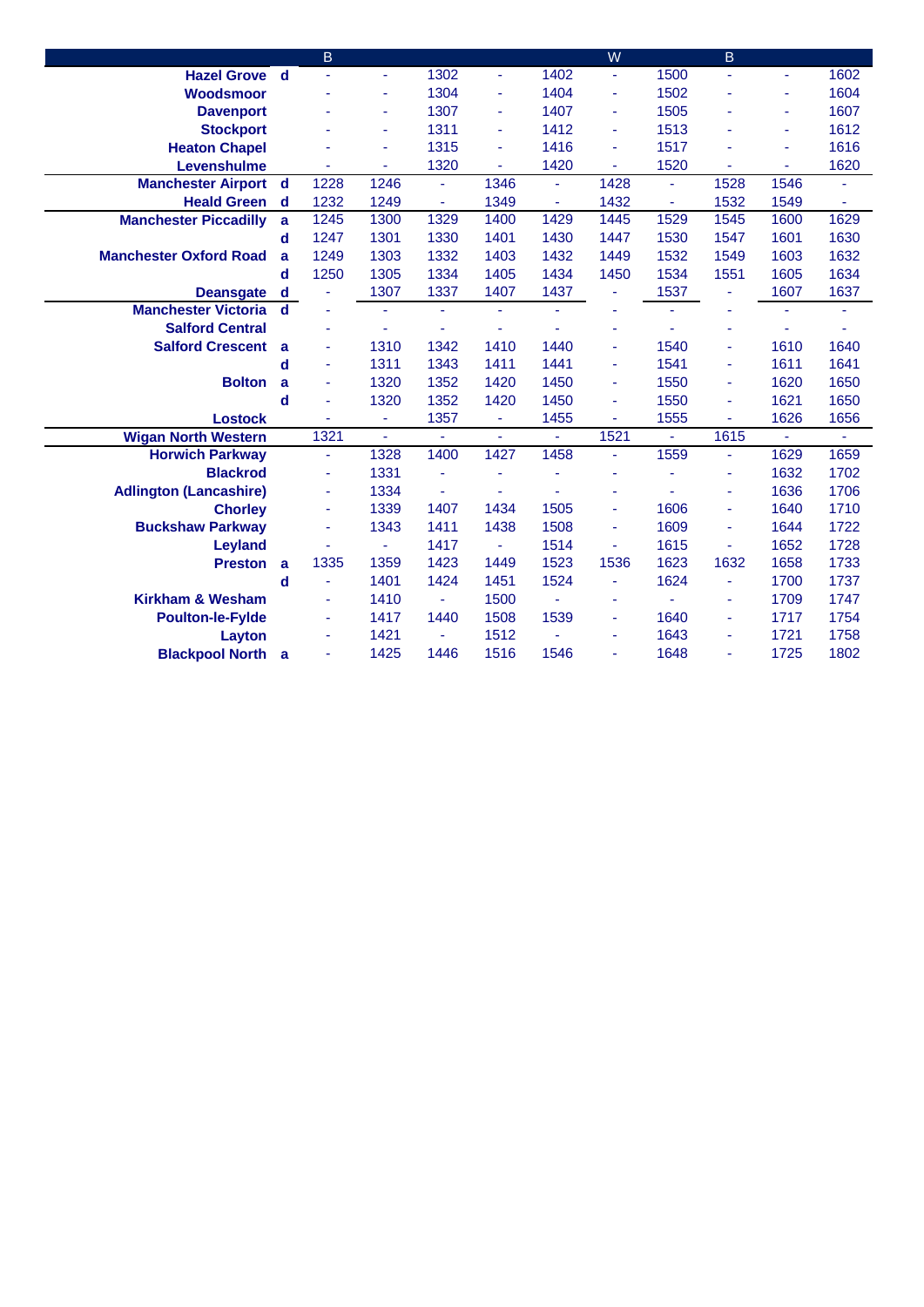| | | B | | | | | W | | B | | |
|---|---|---|---|---|---|---|---|---|---|---|---|
| **Hazel Grove** | **d** | - | - | 1302 | - | 1402 | - | 1500 | - | - | 1602 |
| **Woodsmoor** | | - | - | 1304 | - | 1404 | - | 1502 | - | - | 1604 |
| **Davenport** | | - | - | 1307 | - | 1407 | - | 1505 | - | - | 1607 |
| **Stockport** | | - | - | 1311 | - | 1412 | - | 1513 | - | - | 1612 |
| **Heaton Chapel** | | - | - | 1315 | - | 1416 | - | 1517 | - | - | 1616 |
| **Levenshulme** | | - | - | 1320 | - | 1420 | - | 1520 | - | - | 1620 |
| **Manchester Airport** | **d** | 1228 | 1246 | - | 1346 | - | 1428 | - | 1528 | 1546 | - |
| **Heald Green** | **d** | 1232 | 1249 | - | 1349 | - | 1432 | - | 1532 | 1549 | - |
| **Manchester Piccadilly** | **a** | 1245 | 1300 | 1329 | 1400 | 1429 | 1445 | 1529 | 1545 | 1600 | 1629 |
| | **d** | 1247 | 1301 | 1330 | 1401 | 1430 | 1447 | 1530 | 1547 | 1601 | 1630 |
| **Manchester Oxford Road** | **a** | 1249 | 1303 | 1332 | 1403 | 1432 | 1449 | 1532 | 1549 | 1603 | 1632 |
| | **d** | 1250 | 1305 | 1334 | 1405 | 1434 | 1450 | 1534 | 1551 | 1605 | 1634 |
| **Deansgate** | **d** | - | 1307 | 1337 | 1407 | 1437 | - | 1537 | - | 1607 | 1637 |
| **Manchester Victoria** | **d** | - | - | - | - | - | - | - | - | - | - |
| **Salford Central** | | - | - | - | - | - | - | - | - | - | - |
| **Salford Crescent** | **a** | - | 1310 | 1342 | 1410 | 1440 | - | 1540 | - | 1610 | 1640 |
| | **d** | - | 1311 | 1343 | 1411 | 1441 | - | 1541 | - | 1611 | 1641 |
| **Bolton** | **a** | - | 1320 | 1352 | 1420 | 1450 | - | 1550 | - | 1620 | 1650 |
| | **d** | - | 1320 | 1352 | 1420 | 1450 | - | 1550 | - | 1621 | 1650 |
| **Lostock** | | - | - | 1357 | - | 1455 | - | 1555 | - | 1626 | 1656 |
| **Wigan North Western** | | 1321 | - | - | - | - | 1521 | - | 1615 | - | - |
| **Horwich Parkway** | | - | 1328 | 1400 | 1427 | 1458 | - | 1559 | - | 1629 | 1659 |
| **Blackrod** | | - | 1331 | - | - | - | - | - | - | 1632 | 1702 |
| **Adlington (Lancashire)** | | - | 1334 | - | - | - | - | - | - | 1636 | 1706 |
| **Chorley** | | - | 1339 | 1407 | 1434 | 1505 | - | 1606 | - | 1640 | 1710 |
| **Buckshaw Parkway** | | - | 1343 | 1411 | 1438 | 1508 | - | 1609 | - | 1644 | 1722 |
| **Leyland** | | - | - | 1417 | - | 1514 | - | 1615 | - | 1652 | 1728 |
| **Preston** | **a** | 1335 | 1359 | 1423 | 1449 | 1523 | 1536 | 1623 | 1632 | 1658 | 1733 |
| | **d** | - | 1401 | 1424 | 1451 | 1524 | - | 1624 | - | 1700 | 1737 |
| **Kirkham & Wesham** | | - | 1410 | - | 1500 | - | - | - | - | 1709 | 1747 |
| **Poulton-le-Fylde** | | - | 1417 | 1440 | 1508 | 1539 | - | 1640 | - | 1717 | 1754 |
| **Layton** | | - | 1421 | - | 1512 | - | - | 1643 | - | 1721 | 1758 |
| **Blackpool North** | **a** | - | 1425 | 1446 | 1516 | 1546 | - | 1648 | - | 1725 | 1802 |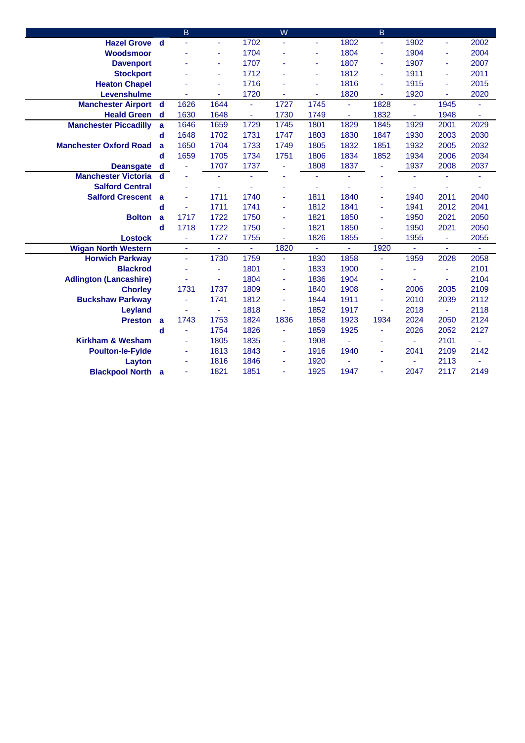| | | B | | | W | | | B | | | |
|---|---|---|---|---|---|---|---|---|---|---|---|
| Hazel Grove | d | - | - | 1702 | - | - | 1802 | - | 1902 | - | 2002 |
| Woodsmoor | | - | - | 1704 | - | - | 1804 | - | 1904 | - | 2004 |
| Davenport | | - | - | 1707 | - | - | 1807 | - | 1907 | - | 2007 |
| Stockport | | - | - | 1712 | - | - | 1812 | - | 1911 | - | 2011 |
| Heaton Chapel | | - | - | 1716 | - | - | 1816 | - | 1915 | - | 2015 |
| Levenshulme | | - | - | 1720 | - | - | 1820 | - | 1920 | - | 2020 |
| Manchester Airport | d | 1626 | 1644 | - | 1727 | 1745 | - | 1828 | - | 1945 | - |
| Heald Green | d | 1630 | 1648 | - | 1730 | 1749 | - | 1832 | - | 1948 | - |
| Manchester Piccadilly | a | 1646 | 1659 | 1729 | 1745 | 1801 | 1829 | 1845 | 1929 | 2001 | 2029 |
| | d | 1648 | 1702 | 1731 | 1747 | 1803 | 1830 | 1847 | 1930 | 2003 | 2030 |
| Manchester Oxford Road | a | 1650 | 1704 | 1733 | 1749 | 1805 | 1832 | 1851 | 1932 | 2005 | 2032 |
| | d | 1659 | 1705 | 1734 | 1751 | 1806 | 1834 | 1852 | 1934 | 2006 | 2034 |
| Deansgate | d | - | 1707 | 1737 | - | 1808 | 1837 | - | 1937 | 2008 | 2037 |
| Manchester Victoria | d | - | - | - | - | - | - | - | - | - | - |
| Salford Central | | - | - | - | - | - | - | - | - | - | - |
| Salford Crescent | a | - | 1711 | 1740 | - | 1811 | 1840 | - | 1940 | 2011 | 2040 |
| | d | - | 1711 | 1741 | - | 1812 | 1841 | - | 1941 | 2012 | 2041 |
| Bolton | a | 1717 | 1722 | 1750 | - | 1821 | 1850 | - | 1950 | 2021 | 2050 |
| | d | 1718 | 1722 | 1750 | - | 1821 | 1850 | - | 1950 | 2021 | 2050 |
| Lostock | | - | 1727 | 1755 | - | 1826 | 1855 | - | 1955 | - | 2055 |
| Wigan North Western | | - | - | - | 1820 | - | - | 1920 | - | - | - |
| Horwich Parkway | | - | 1730 | 1759 | - | 1830 | 1858 | - | 1959 | 2028 | 2058 |
| Blackrod | | - | - | 1801 | - | 1833 | 1900 | - | - | - | 2101 |
| Adlington (Lancashire) | | - | - | 1804 | - | 1836 | 1904 | - | - | - | 2104 |
| Chorley | | 1731 | 1737 | 1809 | - | 1840 | 1908 | - | 2006 | 2035 | 2109 |
| Buckshaw Parkway | | - | 1741 | 1812 | - | 1844 | 1911 | - | 2010 | 2039 | 2112 |
| Leyland | | - | - | 1818 | - | 1852 | 1917 | - | 2018 | - | 2118 |
| Preston | a | 1743 | 1753 | 1824 | 1836 | 1858 | 1923 | 1934 | 2024 | 2050 | 2124 |
| | d | - | 1754 | 1826 | - | 1859 | 1925 | - | 2026 | 2052 | 2127 |
| Kirkham & Wesham | | - | 1805 | 1835 | - | 1908 | - | - | - | 2101 | - |
| Poulton-le-Fylde | | - | 1813 | 1843 | - | 1916 | 1940 | - | 2041 | 2109 | 2142 |
| Layton | | - | 1816 | 1846 | - | 1920 | - | - | - | 2113 | - |
| Blackpool North | a | - | 1821 | 1851 | - | 1925 | 1947 | - | 2047 | 2117 | 2149 |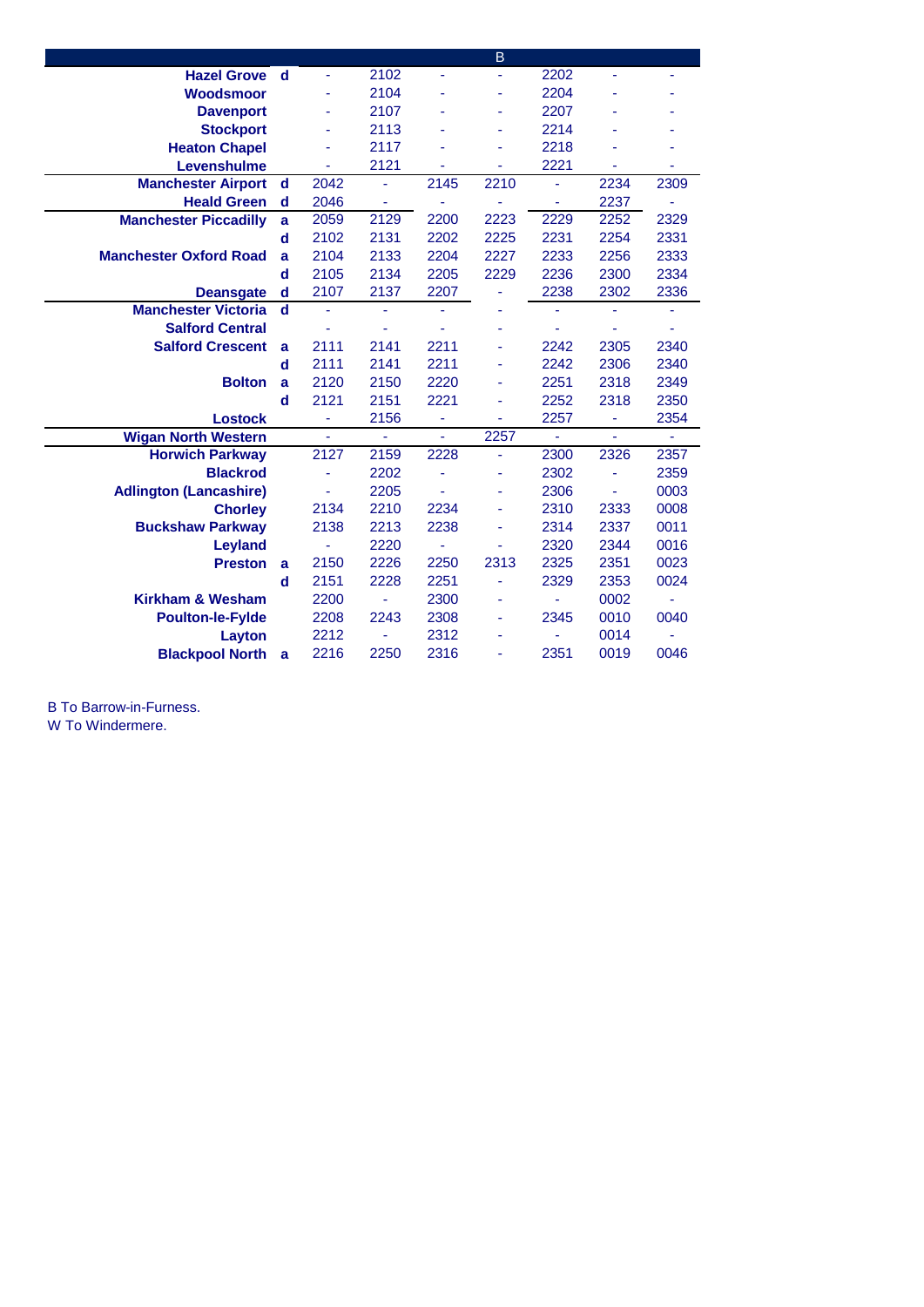| | | | | | B | | | |
|---|---|---|---|---|---|---|---|---|
| **Hazel Grove** | **d** | - | 2102 | - | - | 2202 | - | - |
| **Woodsmoor** | | - | 2104 | - | - | 2204 | - | - |
| **Davenport** | | - | 2107 | - | - | 2207 | - | - |
| **Stockport** | | - | 2113 | - | - | 2214 | - | - |
| **Heaton Chapel** | | - | 2117 | - | - | 2218 | - | - |
| **Levenshulme** | | - | 2121 | - | - | 2221 | - | - |
| **Manchester Airport** | **d** | 2042 | - | 2145 | 2210 | - | 2234 | 2309 |
| **Heald Green** | **d** | 2046 | - | - | - | - | 2237 | - |
| **Manchester Piccadilly** | **a** | 2059 | 2129 | 2200 | 2223 | 2229 | 2252 | 2329 |
| | **d** | 2102 | 2131 | 2202 | 2225 | 2231 | 2254 | 2331 |
| **Manchester Oxford Road** | **a** | 2104 | 2133 | 2204 | 2227 | 2233 | 2256 | 2333 |
| | **d** | 2105 | 2134 | 2205 | 2229 | 2236 | 2300 | 2334 |
| **Deansgate** | **d** | 2107 | 2137 | 2207 | - | 2238 | 2302 | 2336 |
| **Manchester Victoria** | **d** | - | - | - | - | - | - | - |
| **Salford Central** | | - | - | - | - | - | - | - |
| **Salford Crescent** | **a** | 2111 | 2141 | 2211 | - | 2242 | 2305 | 2340 |
| | **d** | 2111 | 2141 | 2211 | - | 2242 | 2306 | 2340 |
| **Bolton** | **a** | 2120 | 2150 | 2220 | - | 2251 | 2318 | 2349 |
| | **d** | 2121 | 2151 | 2221 | - | 2252 | 2318 | 2350 |
| **Lostock** | | - | 2156 | - | - | 2257 | - | 2354 |
| **Wigan North Western** | | - | - | - | 2257 | - | - | - |
| **Horwich Parkway** | | 2127 | 2159 | 2228 | - | 2300 | 2326 | 2357 |
| **Blackrod** | | - | 2202 | - | - | 2302 | - | 2359 |
| **Adlington (Lancashire)** | | - | 2205 | - | - | 2306 | - | 0003 |
| **Chorley** | | 2134 | 2210 | 2234 | - | 2310 | 2333 | 0008 |
| **Buckshaw Parkway** | | 2138 | 2213 | 2238 | - | 2314 | 2337 | 0011 |
| **Leyland** | | - | 2220 | - | - | 2320 | 2344 | 0016 |
| **Preston** | **a** | 2150 | 2226 | 2250 | 2313 | 2325 | 2351 | 0023 |
| | **d** | 2151 | 2228 | 2251 | - | 2329 | 2353 | 0024 |
| **Kirkham & Wesham** | | 2200 | - | 2300 | - | - | 0002 | - |
| **Poulton-le-Fylde** | | 2208 | 2243 | 2308 | - | 2345 | 0010 | 0040 |
| **Layton** | | 2212 | - | 2312 | - | - | 0014 | - |
| **Blackpool North** | **a** | 2216 | 2250 | 2316 | - | 2351 | 0019 | 0046 |

B To Barrow-in-Furness.
W To Windermere.